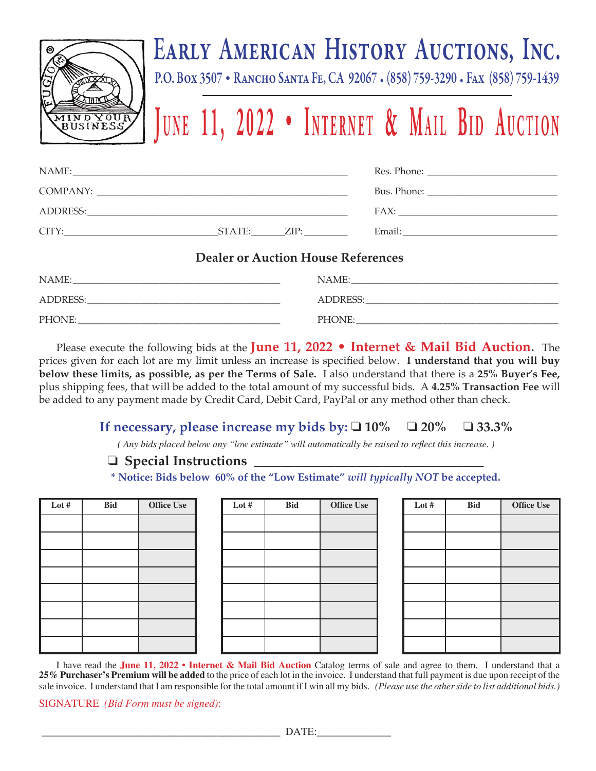# Early American History Auctions, Inc.

**P.O. Box 3507 • Rancho Santa Fe, CA 92067 • (858) 759-3290 • Fax (858) 759-1439**

## June 11, 2022 • Internet & Mail Bid Auction

NAME:______________________________ Res. Phone: ______________________

COMPANY: ______________________________ Bus. Phone: ______________________

ADDRESS:______________________________ FAX: ______________________

CITY:____________________ STATE:______ ZIP: ________ Email: ______________________

### Dealer or Auction House References

NAME:______________________________ NAME:______________________________

ADDRESS:______________________________ ADDRESS:______________________________

PHONE:______________________________ PHONE:______________________________

Please execute the following bids at the **June 11, 2022 • Internet & Mail Bid Auction.** The prices given for each lot are my limit unless an increase is specified below. **I understand that you will buy below these limits, as possible, as per the Terms of Sale.** I also understand that there is a **25% Buyer's Fee,** plus shipping fees, that will be added to the total amount of my successful bids. A **4.25% Transaction Fee** will be added to any payment made by Credit Card, Debit Card, PayPal or any method other than check.

**If necessary, please increase my bids by:** ❏ **10%** ❏ **20%** ❏ **33.3%**

*( Any bids placed below any "low estimate" will automatically be raised to reflect this increase. )*

❏ **Special Instructions** ______________________________

**\* Notice: Bids below 60% of the "Low Estimate"** ***will typically NOT*** **be accepted.**

| Lot # | Bid | Office Use |
|---|---|---|
| | | |
| | | |
| | | |
| | | |
| | | |
| | | |
| | | |
| | | |

| Lot # | Bid | Office Use |
|---|---|---|
| | | |
| | | |
| | | |
| | | |
| | | |
| | | |
| | | |
| | | |

| Lot # | Bid | Office Use |
|---|---|---|
| | | |
| | | |
| | | |
| | | |
| | | |
| | | |
| | | |
| | | |

I have read the **June 11, 2022 • Internet & Mail Bid Auction** Catalog terms of sale and agree to them. I understand that a **25% Purchaser's Premium will be added** to the price of each lot in the invoice. I understand that full payment is due upon receipt of the sale invoice. I understand that I am responsible for the total amount if I win all my bids. *(Please use the other side to list additional bids.)*

SIGNATURE *(Bid Form must be signed)*:

______________________________ DATE:______________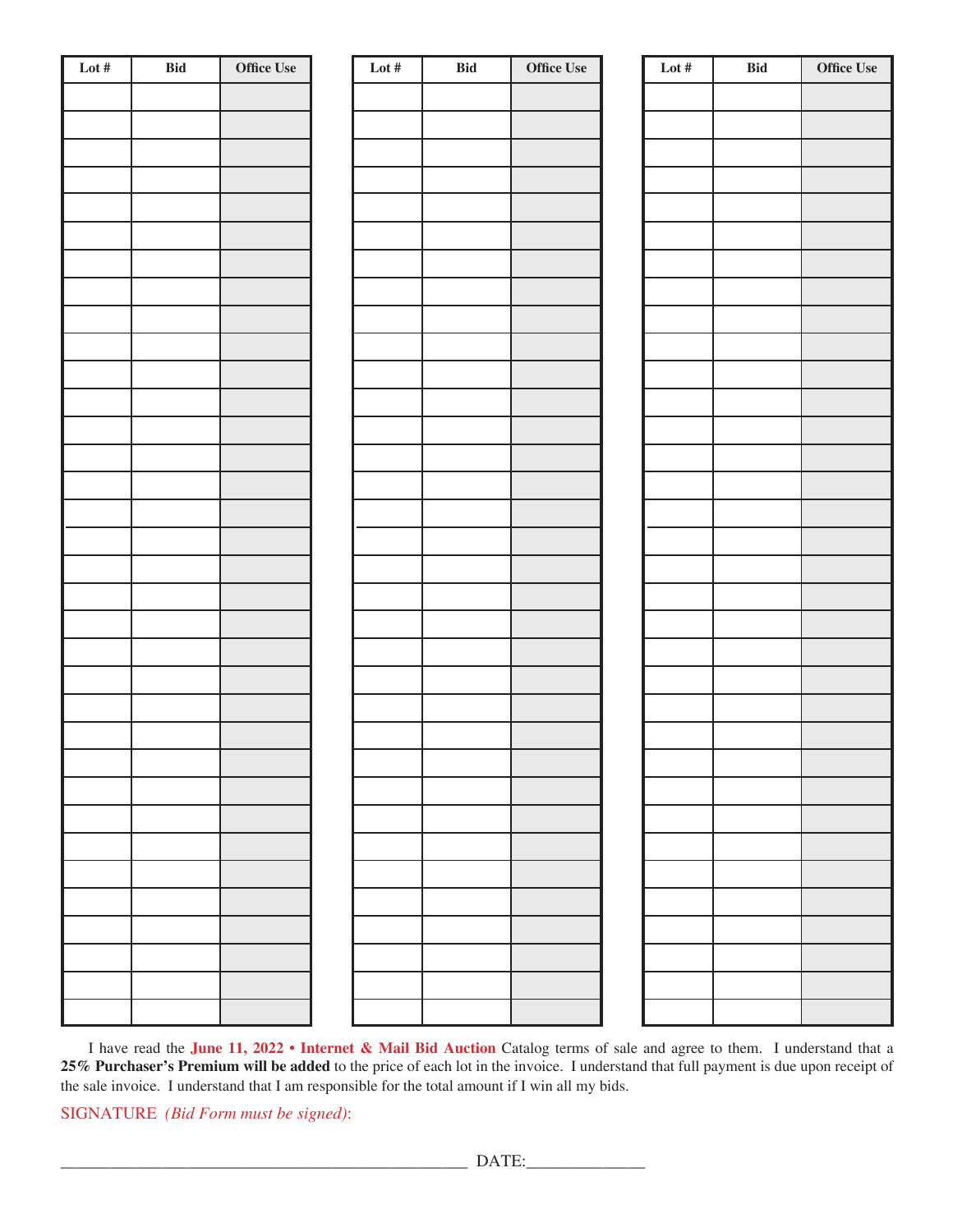| Lot # | Bid | Office Use |
| --- | --- | --- |
| | | |
| | | |
| | | |
| | | |
| | | |
| | | |
| | | |
| | | |
| | | |
| | | |
| | | |
| | | |
| | | |
| | | |
| | | |
| | | |
| | | |
| | | |
| | | |
| | | |
| | | |
| | | |
| | | |
| | | |
| | | |
| | | |
| | | |
| | | |
| | | |
| | | |
| | | |
| | | |
| | | |
| | | |
| | | |

| Lot # | Bid | Office Use |
| --- | --- | --- |
| | | |
| | | |
| | | |
| | | |
| | | |
| | | |
| | | |
| | | |
| | | |
| | | |
| | | |
| | | |
| | | |
| | | |
| | | |
| | | |
| | | |
| | | |
| | | |
| | | |
| | | |
| | | |
| | | |
| | | |
| | | |
| | | |
| | | |
| | | |
| | | |
| | | |
| | | |
| | | |
| | | |
| | | |
| | | |

| Lot # | Bid | Office Use |
| --- | --- | --- |
| | | |
| | | |
| | | |
| | | |
| | | |
| | | |
| | | |
| | | |
| | | |
| | | |
| | | |
| | | |
| | | |
| | | |
| | | |
| | | |
| | | |
| | | |
| | | |
| | | |
| | | |
| | | |
| | | |
| | | |
| | | |
| | | |
| | | |
| | | |
| | | |
| | | |
| | | |
| | | |
| | | |
| | | |
| | | |

I have read the **June 11, 2022 • Internet & Mail Bid Auction** Catalog terms of sale and agree to them. I understand that a **25% Purchaser's Premium will be added** to the price of each lot in the invoice. I understand that full payment is due upon receipt of the sale invoice. I understand that I am responsible for the total amount if I win all my bids.

SIGNATURE *(Bid Form must be signed)*:

_______________________________________________ DATE:_____________